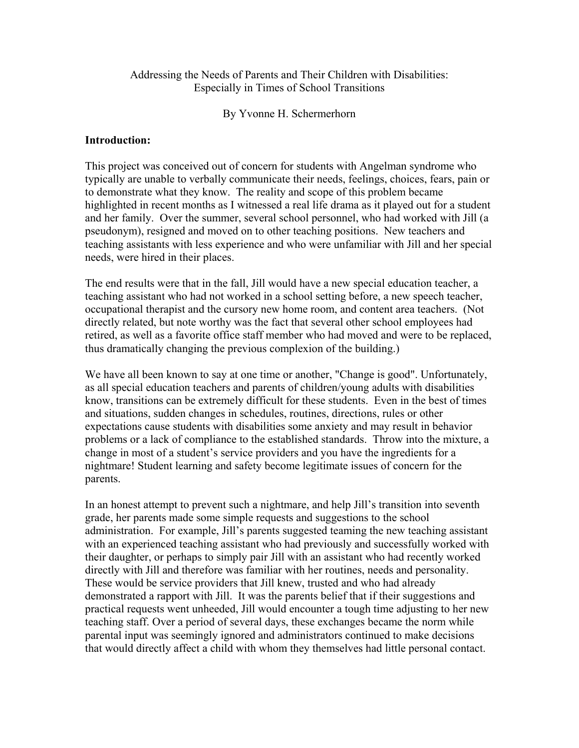# Addressing the Needs of Parents and Their Children with Disabilities: Especially in Times of School Transitions

By Yvonne H. Schermerhorn

**Introduction:**

This project was conceived out of concern for students with Angelman syndrome who typically are unable to verbally communicate their needs, feelings, choices, fears, pain or to demonstrate what they know. The reality and scope of this problem became highlighted in recent months as I witnessed a real life drama as it played out for a student and her family. Over the summer, several school personnel, who had worked with Jill (a pseudonym), resigned and moved on to other teaching positions. New teachers and teaching assistants with less experience and who were unfamiliar with Jill and her special needs, were hired in their places.

The end results were that in the fall, Jill would have a new special education teacher, a teaching assistant who had not worked in a school setting before, a new speech teacher, occupational therapist and the cursory new home room, and content area teachers. (Not directly related, but note worthy was the fact that several other school employees had retired, as well as a favorite office staff member who had moved and were to be replaced, thus dramatically changing the previous complexion of the building.)

We have all been known to say at one time or another, "Change is good". Unfortunately, as all special education teachers and parents of children/young adults with disabilities know, transitions can be extremely difficult for these students. Even in the best of times and situations, sudden changes in schedules, routines, directions, rules or other expectations cause students with disabilities some anxiety and may result in behavior problems or a lack of compliance to the established standards. Throw into the mixture, a change in most of a student's service providers and you have the ingredients for a nightmare! Student learning and safety become legitimate issues of concern for the parents.

In an honest attempt to prevent such a nightmare, and help Jill's transition into seventh grade, her parents made some simple requests and suggestions to the school administration. For example, Jill's parents suggested teaming the new teaching assistant with an experienced teaching assistant who had previously and successfully worked with their daughter, or perhaps to simply pair Jill with an assistant who had recently worked directly with Jill and therefore was familiar with her routines, needs and personality. These would be service providers that Jill knew, trusted and who had already demonstrated a rapport with Jill. It was the parents belief that if their suggestions and practical requests went unheeded, Jill would encounter a tough time adjusting to her new teaching staff. Over a period of several days, these exchanges became the norm while parental input was seemingly ignored and administrators continued to make decisions that would directly affect a child with whom they themselves had little personal contact.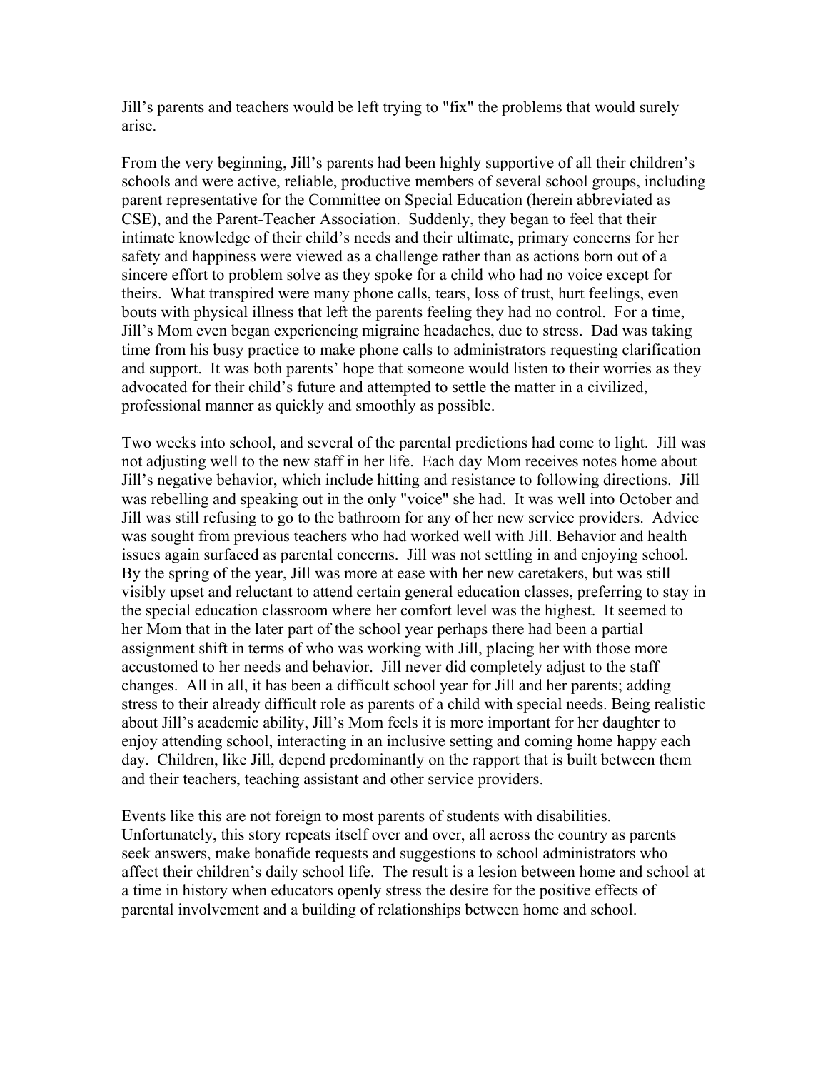Jill's parents and teachers would be left trying to "fix" the problems that would surely arise.

From the very beginning, Jill's parents had been highly supportive of all their children's schools and were active, reliable, productive members of several school groups, including parent representative for the Committee on Special Education (herein abbreviated as CSE), and the Parent-Teacher Association. Suddenly, they began to feel that their intimate knowledge of their child's needs and their ultimate, primary concerns for her safety and happiness were viewed as a challenge rather than as actions born out of a sincere effort to problem solve as they spoke for a child who had no voice except for theirs. What transpired were many phone calls, tears, loss of trust, hurt feelings, even bouts with physical illness that left the parents feeling they had no control. For a time, Jill's Mom even began experiencing migraine headaches, due to stress. Dad was taking time from his busy practice to make phone calls to administrators requesting clarification and support. It was both parents' hope that someone would listen to their worries as they advocated for their child's future and attempted to settle the matter in a civilized, professional manner as quickly and smoothly as possible.

Two weeks into school, and several of the parental predictions had come to light. Jill was not adjusting well to the new staff in her life. Each day Mom receives notes home about Jill's negative behavior, which include hitting and resistance to following directions. Jill was rebelling and speaking out in the only "voice" she had. It was well into October and Jill was still refusing to go to the bathroom for any of her new service providers. Advice was sought from previous teachers who had worked well with Jill. Behavior and health issues again surfaced as parental concerns. Jill was not settling in and enjoying school. By the spring of the year, Jill was more at ease with her new caretakers, but was still visibly upset and reluctant to attend certain general education classes, preferring to stay in the special education classroom where her comfort level was the highest. It seemed to her Mom that in the later part of the school year perhaps there had been a partial assignment shift in terms of who was working with Jill, placing her with those more accustomed to her needs and behavior. Jill never did completely adjust to the staff changes. All in all, it has been a difficult school year for Jill and her parents; adding stress to their already difficult role as parents of a child with special needs. Being realistic about Jill's academic ability, Jill's Mom feels it is more important for her daughter to enjoy attending school, interacting in an inclusive setting and coming home happy each day. Children, like Jill, depend predominantly on the rapport that is built between them and their teachers, teaching assistant and other service providers.

Events like this are not foreign to most parents of students with disabilities. Unfortunately, this story repeats itself over and over, all across the country as parents seek answers, make bonafide requests and suggestions to school administrators who affect their children's daily school life. The result is a lesion between home and school at a time in history when educators openly stress the desire for the positive effects of parental involvement and a building of relationships between home and school.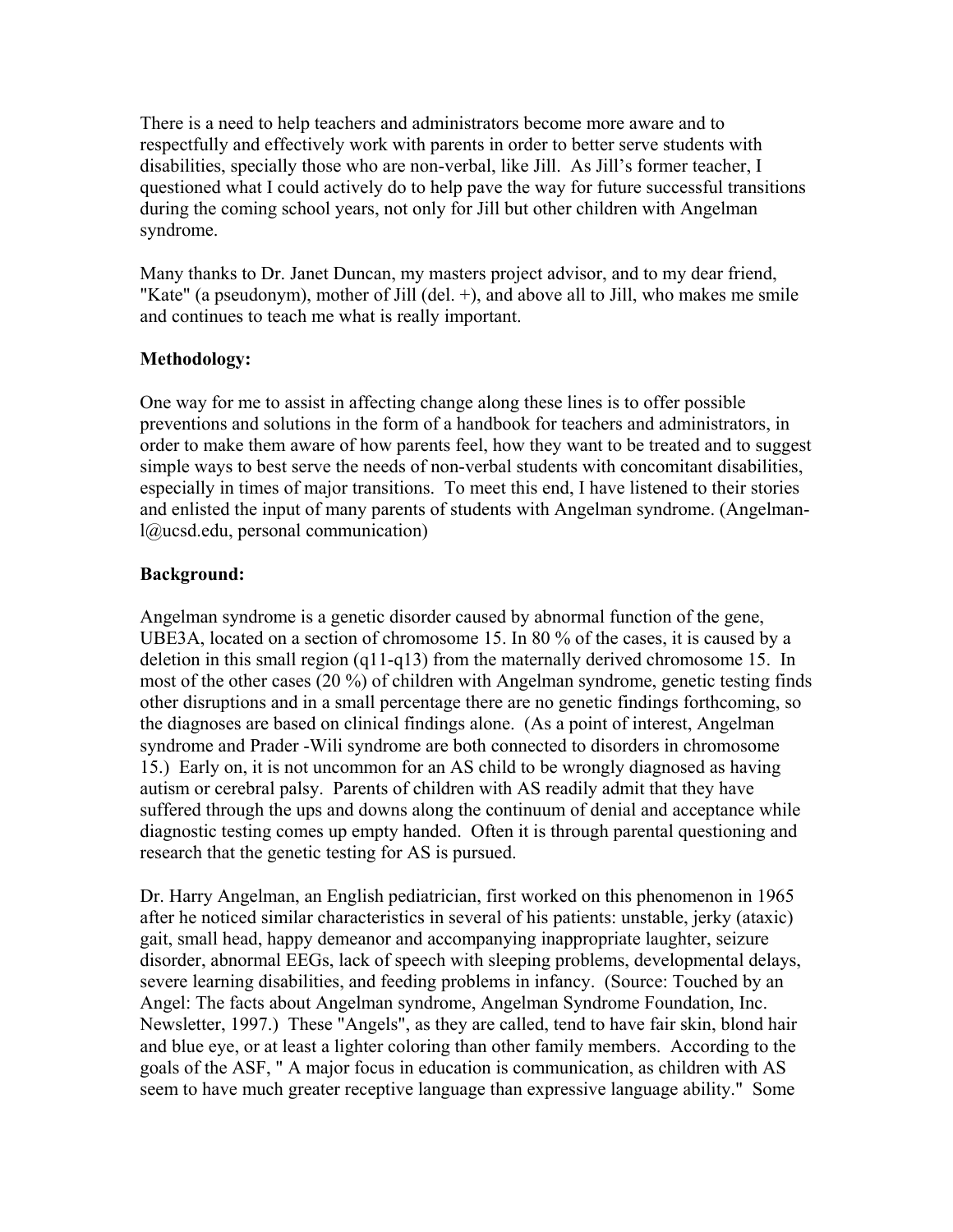There is a need to help teachers and administrators become more aware and to respectfully and effectively work with parents in order to better serve students with disabilities, specially those who are non-verbal, like Jill. As Jill's former teacher, I questioned what I could actively do to help pave the way for future successful transitions during the coming school years, not only for Jill but other children with Angelman syndrome.

Many thanks to Dr. Janet Duncan, my masters project advisor, and to my dear friend, "Kate" (a pseudonym), mother of Jill (del. +), and above all to Jill, who makes me smile and continues to teach me what is really important.

**Methodology:**

One way for me to assist in affecting change along these lines is to offer possible preventions and solutions in the form of a handbook for teachers and administrators, in order to make them aware of how parents feel, how they want to be treated and to suggest simple ways to best serve the needs of non-verbal students with concomitant disabilities, especially in times of major transitions. To meet this end, I have listened to their stories and enlisted the input of many parents of students with Angelman syndrome. (Angelman-l@ucsd.edu, personal communication)

**Background:**

Angelman syndrome is a genetic disorder caused by abnormal function of the gene, UBE3A, located on a section of chromosome 15. In 80 % of the cases, it is caused by a deletion in this small region (q11-q13) from the maternally derived chromosome 15. In most of the other cases (20 %) of children with Angelman syndrome, genetic testing finds other disruptions and in a small percentage there are no genetic findings forthcoming, so the diagnoses are based on clinical findings alone. (As a point of interest, Angelman syndrome and Prader -Wili syndrome are both connected to disorders in chromosome 15.) Early on, it is not uncommon for an AS child to be wrongly diagnosed as having autism or cerebral palsy. Parents of children with AS readily admit that they have suffered through the ups and downs along the continuum of denial and acceptance while diagnostic testing comes up empty handed. Often it is through parental questioning and research that the genetic testing for AS is pursued.

Dr. Harry Angelman, an English pediatrician, first worked on this phenomenon in 1965 after he noticed similar characteristics in several of his patients: unstable, jerky (ataxic) gait, small head, happy demeanor and accompanying inappropriate laughter, seizure disorder, abnormal EEGs, lack of speech with sleeping problems, developmental delays, severe learning disabilities, and feeding problems in infancy. (Source: Touched by an Angel: The facts about Angelman syndrome, Angelman Syndrome Foundation, Inc. Newsletter, 1997.) These "Angels", as they are called, tend to have fair skin, blond hair and blue eye, or at least a lighter coloring than other family members. According to the goals of the ASF, " A major focus in education is communication, as children with AS seem to have much greater receptive language than expressive language ability." Some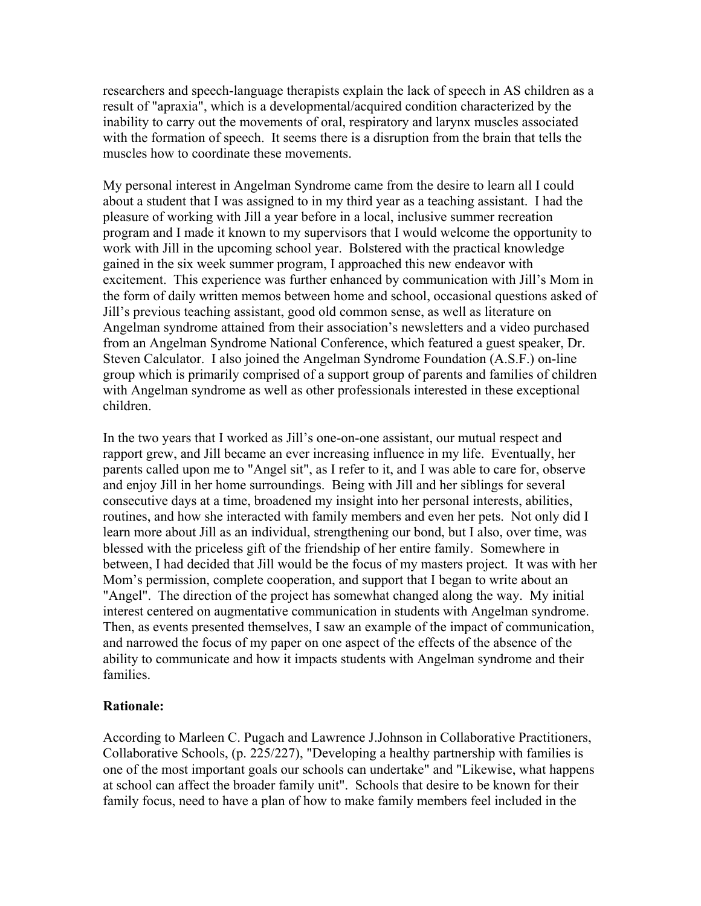researchers and speech-language therapists explain the lack of speech in AS children as a result of "apraxia", which is a developmental/acquired condition characterized by the inability to carry out the movements of oral, respiratory and larynx muscles associated with the formation of speech. It seems there is a disruption from the brain that tells the muscles how to coordinate these movements.

My personal interest in Angelman Syndrome came from the desire to learn all I could about a student that I was assigned to in my third year as a teaching assistant. I had the pleasure of working with Jill a year before in a local, inclusive summer recreation program and I made it known to my supervisors that I would welcome the opportunity to work with Jill in the upcoming school year. Bolstered with the practical knowledge gained in the six week summer program, I approached this new endeavor with excitement. This experience was further enhanced by communication with Jill's Mom in the form of daily written memos between home and school, occasional questions asked of Jill's previous teaching assistant, good old common sense, as well as literature on Angelman syndrome attained from their association's newsletters and a video purchased from an Angelman Syndrome National Conference, which featured a guest speaker, Dr. Steven Calculator. I also joined the Angelman Syndrome Foundation (A.S.F.) on-line group which is primarily comprised of a support group of parents and families of children with Angelman syndrome as well as other professionals interested in these exceptional children.

In the two years that I worked as Jill's one-on-one assistant, our mutual respect and rapport grew, and Jill became an ever increasing influence in my life. Eventually, her parents called upon me to "Angel sit", as I refer to it, and I was able to care for, observe and enjoy Jill in her home surroundings. Being with Jill and her siblings for several consecutive days at a time, broadened my insight into her personal interests, abilities, routines, and how she interacted with family members and even her pets. Not only did I learn more about Jill as an individual, strengthening our bond, but I also, over time, was blessed with the priceless gift of the friendship of her entire family. Somewhere in between, I had decided that Jill would be the focus of my masters project. It was with her Mom's permission, complete cooperation, and support that I began to write about an "Angel". The direction of the project has somewhat changed along the way. My initial interest centered on augmentative communication in students with Angelman syndrome. Then, as events presented themselves, I saw an example of the impact of communication, and narrowed the focus of my paper on one aspect of the effects of the absence of the ability to communicate and how it impacts students with Angelman syndrome and their families.

**Rationale:**

According to Marleen C. Pugach and Lawrence J.Johnson in Collaborative Practitioners, Collaborative Schools, (p. 225/227), "Developing a healthy partnership with families is one of the most important goals our schools can undertake" and "Likewise, what happens at school can affect the broader family unit". Schools that desire to be known for their family focus, need to have a plan of how to make family members feel included in the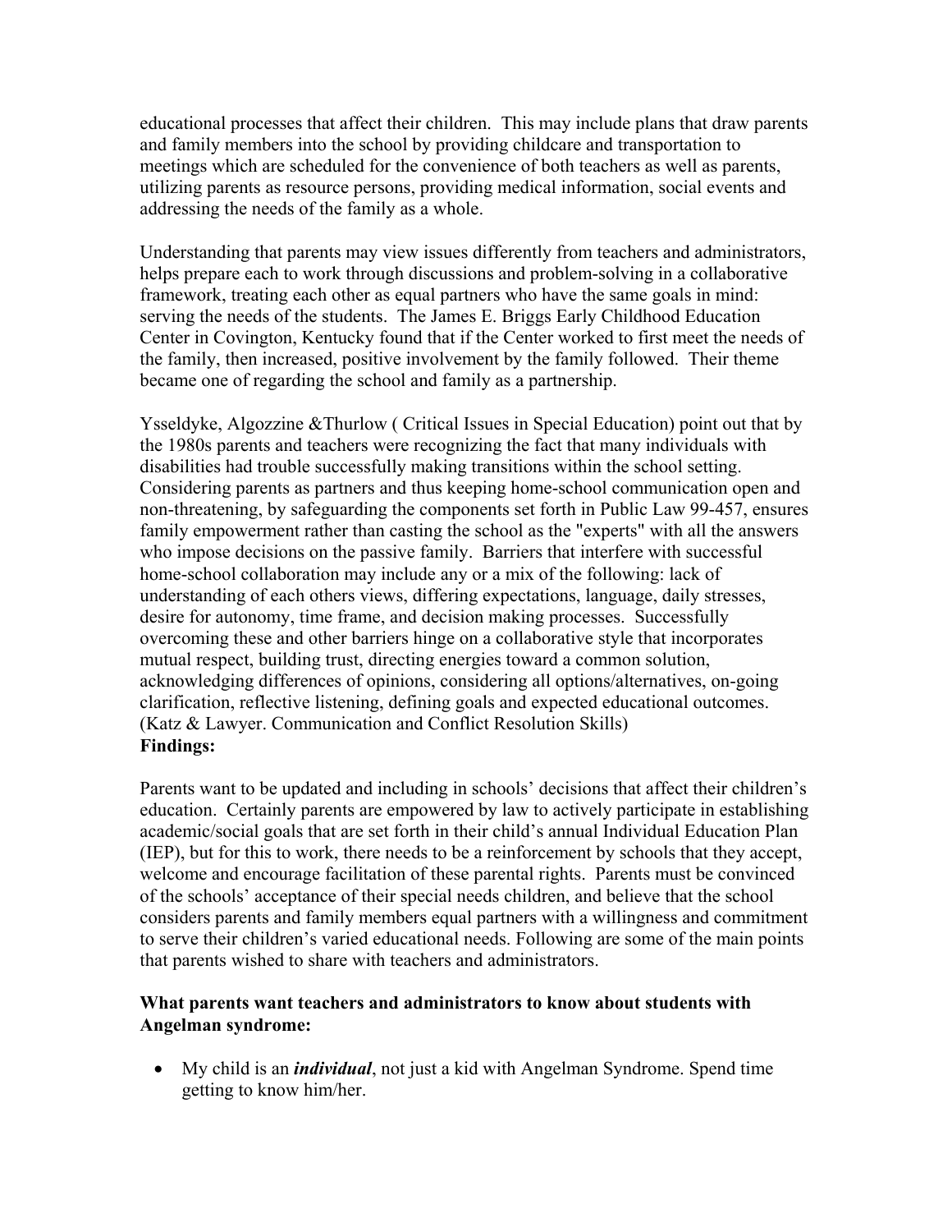educational processes that affect their children. This may include plans that draw parents and family members into the school by providing childcare and transportation to meetings which are scheduled for the convenience of both teachers as well as parents, utilizing parents as resource persons, providing medical information, social events and addressing the needs of the family as a whole.

Understanding that parents may view issues differently from teachers and administrators, helps prepare each to work through discussions and problem-solving in a collaborative framework, treating each other as equal partners who have the same goals in mind: serving the needs of the students. The James E. Briggs Early Childhood Education Center in Covington, Kentucky found that if the Center worked to first meet the needs of the family, then increased, positive involvement by the family followed. Their theme became one of regarding the school and family as a partnership.

Ysseldyke, Algozzine &Thurlow ( Critical Issues in Special Education) point out that by the 1980s parents and teachers were recognizing the fact that many individuals with disabilities had trouble successfully making transitions within the school setting. Considering parents as partners and thus keeping home-school communication open and non-threatening, by safeguarding the components set forth in Public Law 99-457, ensures family empowerment rather than casting the school as the "experts" with all the answers who impose decisions on the passive family. Barriers that interfere with successful home-school collaboration may include any or a mix of the following: lack of understanding of each others views, differing expectations, language, daily stresses, desire for autonomy, time frame, and decision making processes. Successfully overcoming these and other barriers hinge on a collaborative style that incorporates mutual respect, building trust, directing energies toward a common solution, acknowledging differences of opinions, considering all options/alternatives, on-going clarification, reflective listening, defining goals and expected educational outcomes. (Katz & Lawyer. Communication and Conflict Resolution Skills)

**Findings:**

Parents want to be updated and including in schools' decisions that affect their children's education. Certainly parents are empowered by law to actively participate in establishing academic/social goals that are set forth in their child's annual Individual Education Plan (IEP), but for this to work, there needs to be a reinforcement by schools that they accept, welcome and encourage facilitation of these parental rights. Parents must be convinced of the schools' acceptance of their special needs children, and believe that the school considers parents and family members equal partners with a willingness and commitment to serve their children's varied educational needs. Following are some of the main points that parents wished to share with teachers and administrators.

**What parents want teachers and administrators to know about students with Angelman syndrome:**

- My child is an ***individual***, not just a kid with Angelman Syndrome. Spend time getting to know him/her.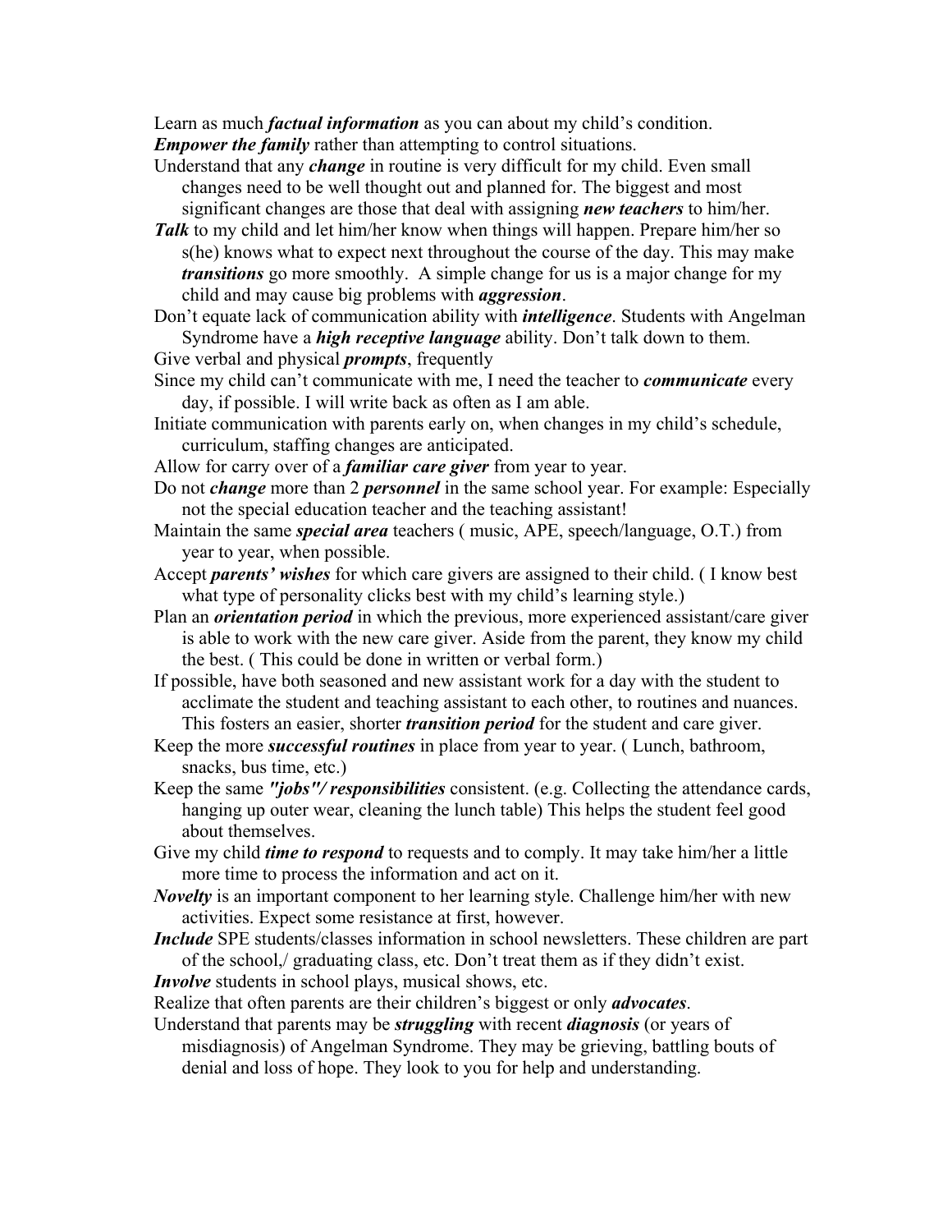Learn as much ***factual information*** as you can about my child's condition.

***Empower the family*** rather than attempting to control situations.

Understand that any ***change*** in routine is very difficult for my child. Even small changes need to be well thought out and planned for. The biggest and most significant changes are those that deal with assigning ***new teachers*** to him/her.

***Talk*** to my child and let him/her know when things will happen. Prepare him/her so s(he) knows what to expect next throughout the course of the day. This may make ***transitions*** go more smoothly. A simple change for us is a major change for my child and may cause big problems with ***aggression***.

Don't equate lack of communication ability with ***intelligence***. Students with Angelman Syndrome have a ***high receptive language*** ability. Don't talk down to them.

Give verbal and physical ***prompts***, frequently

Since my child can't communicate with me, I need the teacher to ***communicate*** every day, if possible. I will write back as often as I am able.

Initiate communication with parents early on, when changes in my child's schedule, curriculum, staffing changes are anticipated.

Allow for carry over of a ***familiar care giver*** from year to year.

Do not ***change*** more than 2 ***personnel*** in the same school year. For example: Especially not the special education teacher and the teaching assistant!

Maintain the same ***special area*** teachers ( music, APE, speech/language, O.T.) from year to year, when possible.

Accept ***parents' wishes*** for which care givers are assigned to their child. ( I know best what type of personality clicks best with my child's learning style.)

Plan an ***orientation period*** in which the previous, more experienced assistant/care giver is able to work with the new care giver. Aside from the parent, they know my child the best. ( This could be done in written or verbal form.)

If possible, have both seasoned and new assistant work for a day with the student to acclimate the student and teaching assistant to each other, to routines and nuances. This fosters an easier, shorter ***transition period*** for the student and care giver.

Keep the more ***successful routines*** in place from year to year. ( Lunch, bathroom, snacks, bus time, etc.)

Keep the same ***"jobs"/ responsibilities*** consistent. (e.g. Collecting the attendance cards, hanging up outer wear, cleaning the lunch table) This helps the student feel good about themselves.

Give my child ***time to respond*** to requests and to comply. It may take him/her a little more time to process the information and act on it.

***Novelty*** is an important component to her learning style. Challenge him/her with new activities. Expect some resistance at first, however.

***Include*** SPE students/classes information in school newsletters. These children are part of the school,/ graduating class, etc. Don't treat them as if they didn't exist.

***Involve*** students in school plays, musical shows, etc.

Realize that often parents are their children's biggest or only ***advocates***.

Understand that parents may be ***struggling*** with recent ***diagnosis*** (or years of misdiagnosis) of Angelman Syndrome. They may be grieving, battling bouts of denial and loss of hope. They look to you for help and understanding.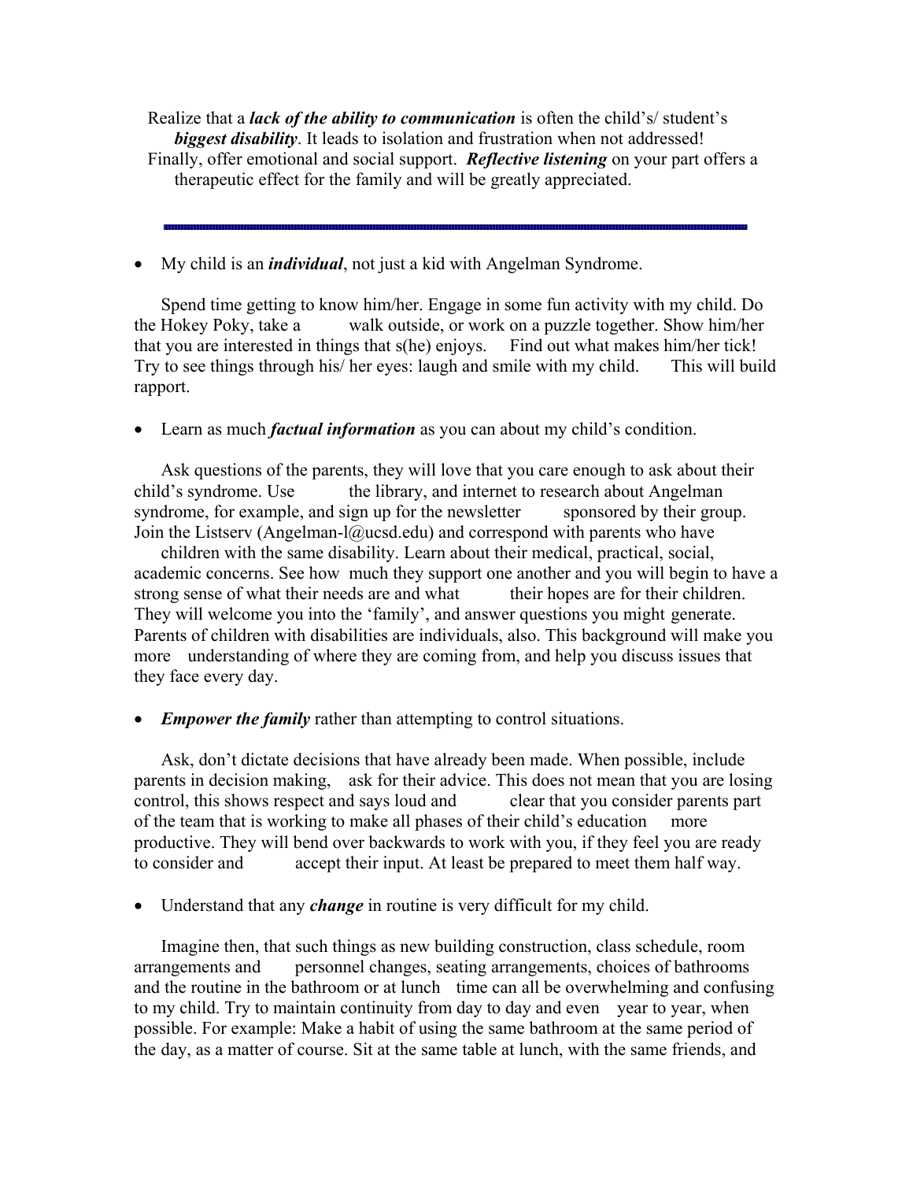Realize that a ***lack of the ability to communication*** is often the child's/ student's ***biggest disability***. It leads to isolation and frustration when not addressed!

Finally, offer emotional and social support. ***Reflective listening*** on your part offers a therapeutic effect for the family and will be greatly appreciated.

---

- My child is an ***individual***, not just a kid with Angelman Syndrome.

Spend time getting to know him/her. Engage in some fun activity with my child. Do the Hokey Poky, take a walk outside, or work on a puzzle together. Show him/her that you are interested in things that s(he) enjoys. Find out what makes him/her tick! Try to see things through his/ her eyes: laugh and smile with my child. This will build rapport.

- Learn as much ***factual information*** as you can about my child's condition.

Ask questions of the parents, they will love that you care enough to ask about their child's syndrome. Use the library, and internet to research about Angelman syndrome, for example, and sign up for the newsletter sponsored by their group. Join the Listserv (Angelman-l@ucsd.edu) and correspond with parents who have children with the same disability. Learn about their medical, practical, social, academic concerns. See how much they support one another and you will begin to have a strong sense of what their needs are and what their hopes are for their children. They will welcome you into the 'family', and answer questions you might generate. Parents of children with disabilities are individuals, also. This background will make you more understanding of where they are coming from, and help you discuss issues that they face every day.

- ***Empower the family*** rather than attempting to control situations.

Ask, don't dictate decisions that have already been made. When possible, include parents in decision making, ask for their advice. This does not mean that you are losing control, this shows respect and says loud and clear that you consider parents part of the team that is working to make all phases of their child's education more productive. They will bend over backwards to work with you, if they feel you are ready to consider and accept their input. At least be prepared to meet them half way.

- Understand that any ***change*** in routine is very difficult for my child.

Imagine then, that such things as new building construction, class schedule, room arrangements and personnel changes, seating arrangements, choices of bathrooms and the routine in the bathroom or at lunch time can all be overwhelming and confusing to my child. Try to maintain continuity from day to day and even year to year, when possible. For example: Make a habit of using the same bathroom at the same period of the day, as a matter of course. Sit at the same table at lunch, with the same friends, and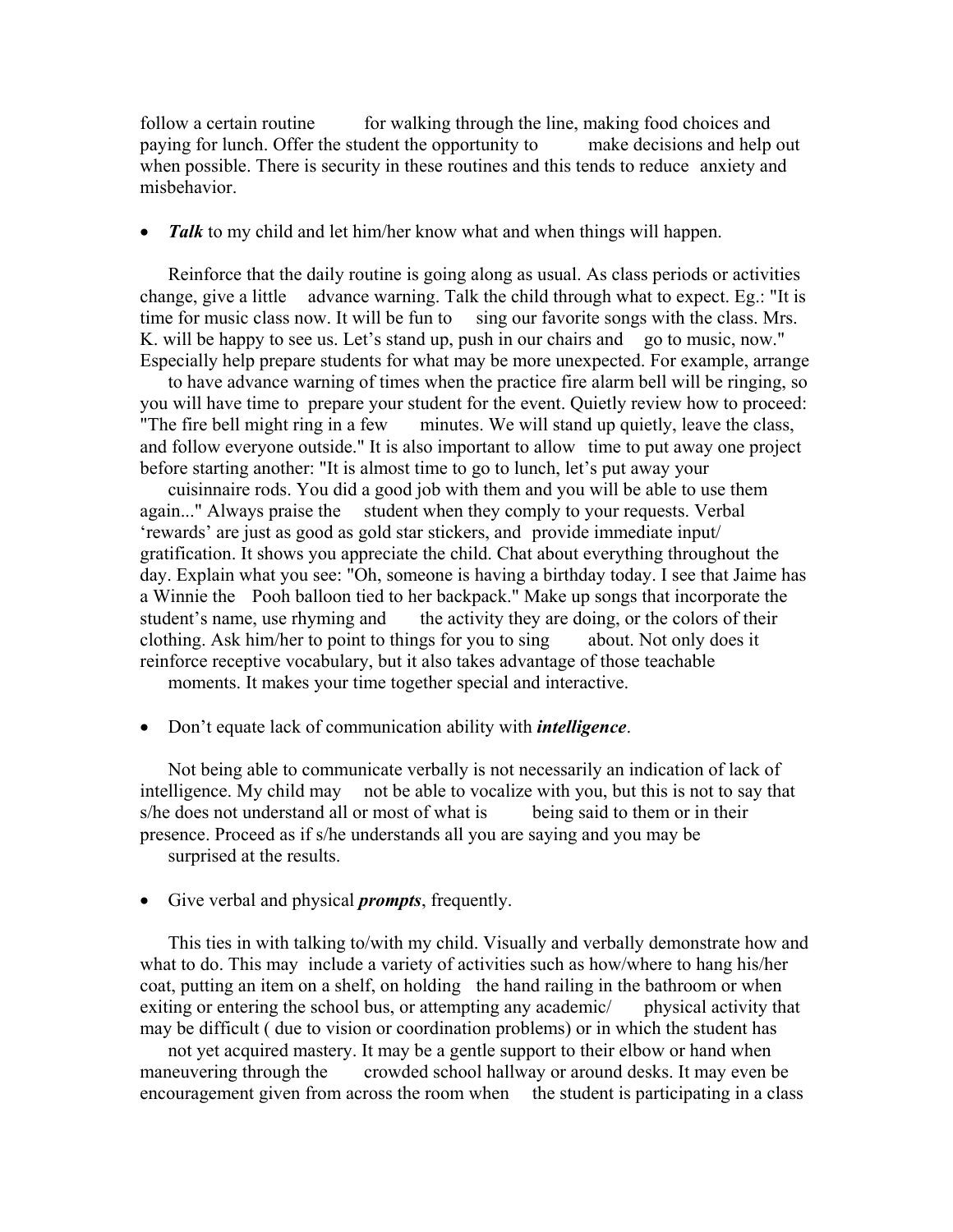follow a certain routine for walking through the line, making food choices and paying for lunch. Offer the student the opportunity to make decisions and help out when possible. There is security in these routines and this tends to reduce anxiety and misbehavior.

- ***Talk*** to my child and let him/her know what and when things will happen.

Reinforce that the daily routine is going along as usual. As class periods or activities change, give a little advance warning. Talk the child through what to expect. Eg.: "It is time for music class now. It will be fun to sing our favorite songs with the class. Mrs. K. will be happy to see us. Let's stand up, push in our chairs and go to music, now." Especially help prepare students for what may be more unexpected. For example, arrange to have advance warning of times when the practice fire alarm bell will be ringing, so you will have time to prepare your student for the event. Quietly review how to proceed: "The fire bell might ring in a few minutes. We will stand up quietly, leave the class, and follow everyone outside." It is also important to allow time to put away one project before starting another: "It is almost time to go to lunch, let's put away your cuisinnaire rods. You did a good job with them and you will be able to use them again..." Always praise the student when they comply to your requests. Verbal 'rewards' are just as good as gold star stickers, and provide immediate input/ gratification. It shows you appreciate the child. Chat about everything throughout the day. Explain what you see: "Oh, someone is having a birthday today. I see that Jaime has a Winnie the Pooh balloon tied to her backpack." Make up songs that incorporate the student's name, use rhyming and the activity they are doing, or the colors of their clothing. Ask him/her to point to things for you to sing about. Not only does it reinforce receptive vocabulary, but it also takes advantage of those teachable moments. It makes your time together special and interactive.

- Don't equate lack of communication ability with ***intelligence***.

Not being able to communicate verbally is not necessarily an indication of lack of intelligence. My child may not be able to vocalize with you, but this is not to say that s/he does not understand all or most of what is being said to them or in their presence. Proceed as if s/he understands all you are saying and you may be surprised at the results.

- Give verbal and physical ***prompts***, frequently.

This ties in with talking to/with my child. Visually and verbally demonstrate how and what to do. This may include a variety of activities such as how/where to hang his/her coat, putting an item on a shelf, on holding the hand railing in the bathroom or when exiting or entering the school bus, or attempting any academic/ physical activity that may be difficult ( due to vision or coordination problems) or in which the student has not yet acquired mastery. It may be a gentle support to their elbow or hand when maneuvering through the crowded school hallway or around desks. It may even be encouragement given from across the room when the student is participating in a class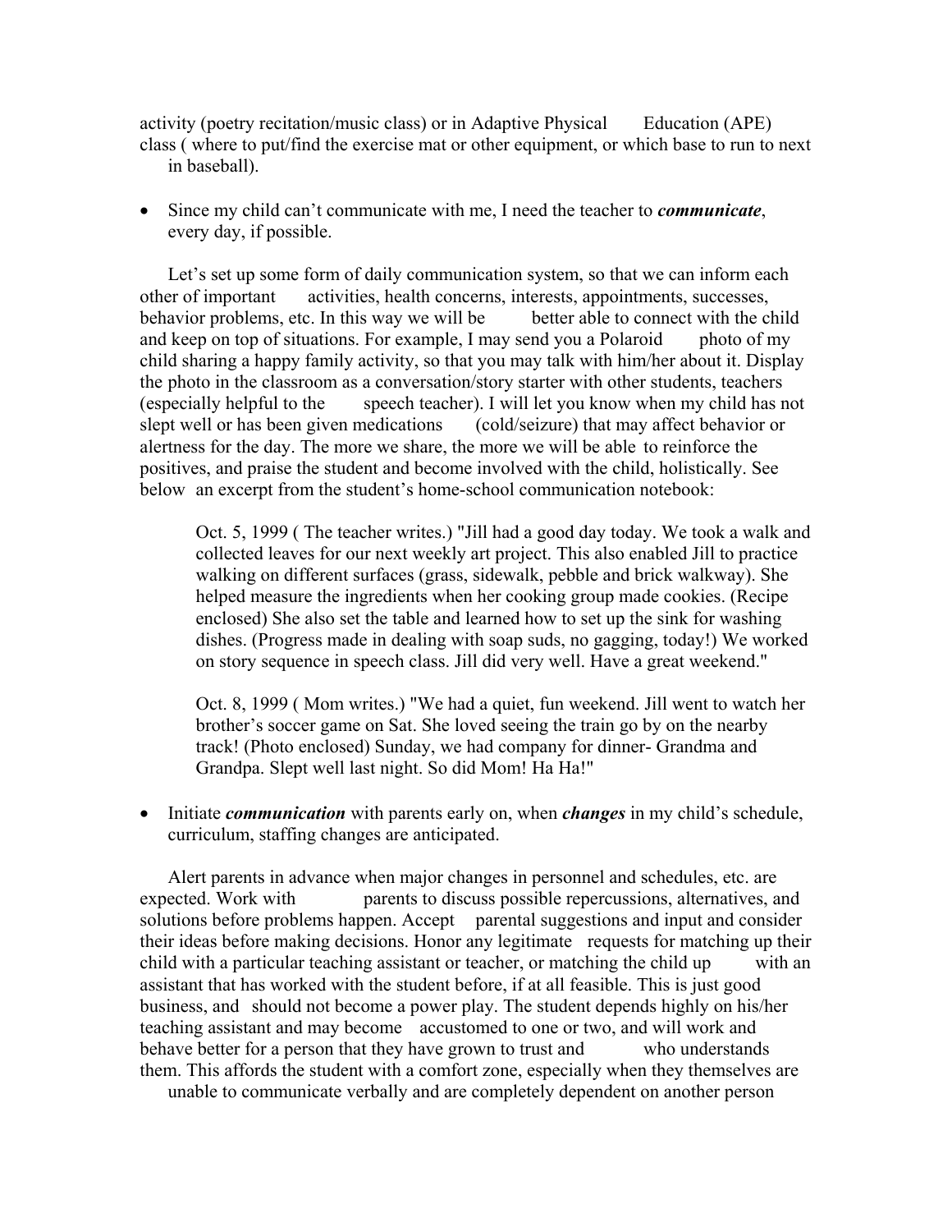activity (poetry recitation/music class) or in Adaptive Physical Education (APE) class ( where to put/find the exercise mat or other equipment, or which base to run to next in baseball).

- Since my child can't communicate with me, I need the teacher to ***communicate***, every day, if possible.

Let's set up some form of daily communication system, so that we can inform each other of important activities, health concerns, interests, appointments, successes, behavior problems, etc. In this way we will be better able to connect with the child and keep on top of situations. For example, I may send you a Polaroid photo of my child sharing a happy family activity, so that you may talk with him/her about it. Display the photo in the classroom as a conversation/story starter with other students, teachers (especially helpful to the speech teacher). I will let you know when my child has not slept well or has been given medications (cold/seizure) that may affect behavior or alertness for the day. The more we share, the more we will be able to reinforce the positives, and praise the student and become involved with the child, holistically. See below an excerpt from the student's home-school communication notebook:

> Oct. 5, 1999 ( The teacher writes.) "Jill had a good day today. We took a walk and collected leaves for our next weekly art project. This also enabled Jill to practice walking on different surfaces (grass, sidewalk, pebble and brick walkway). She helped measure the ingredients when her cooking group made cookies. (Recipe enclosed) She also set the table and learned how to set up the sink for washing dishes. (Progress made in dealing with soap suds, no gagging, today!) We worked on story sequence in speech class. Jill did very well. Have a great weekend."
>
> Oct. 8, 1999 ( Mom writes.) "We had a quiet, fun weekend. Jill went to watch her brother's soccer game on Sat. She loved seeing the train go by on the nearby track! (Photo enclosed) Sunday, we had company for dinner- Grandma and Grandpa. Slept well last night. So did Mom! Ha Ha!"

- Initiate ***communication*** with parents early on, when ***changes*** in my child's schedule, curriculum, staffing changes are anticipated.

Alert parents in advance when major changes in personnel and schedules, etc. are expected. Work with parents to discuss possible repercussions, alternatives, and solutions before problems happen. Accept parental suggestions and input and consider their ideas before making decisions. Honor any legitimate requests for matching up their child with a particular teaching assistant or teacher, or matching the child up with an assistant that has worked with the student before, if at all feasible. This is just good business, and should not become a power play. The student depends highly on his/her teaching assistant and may become accustomed to one or two, and will work and behave better for a person that they have grown to trust and who understands them. This affords the student with a comfort zone, especially when they themselves are unable to communicate verbally and are completely dependent on another person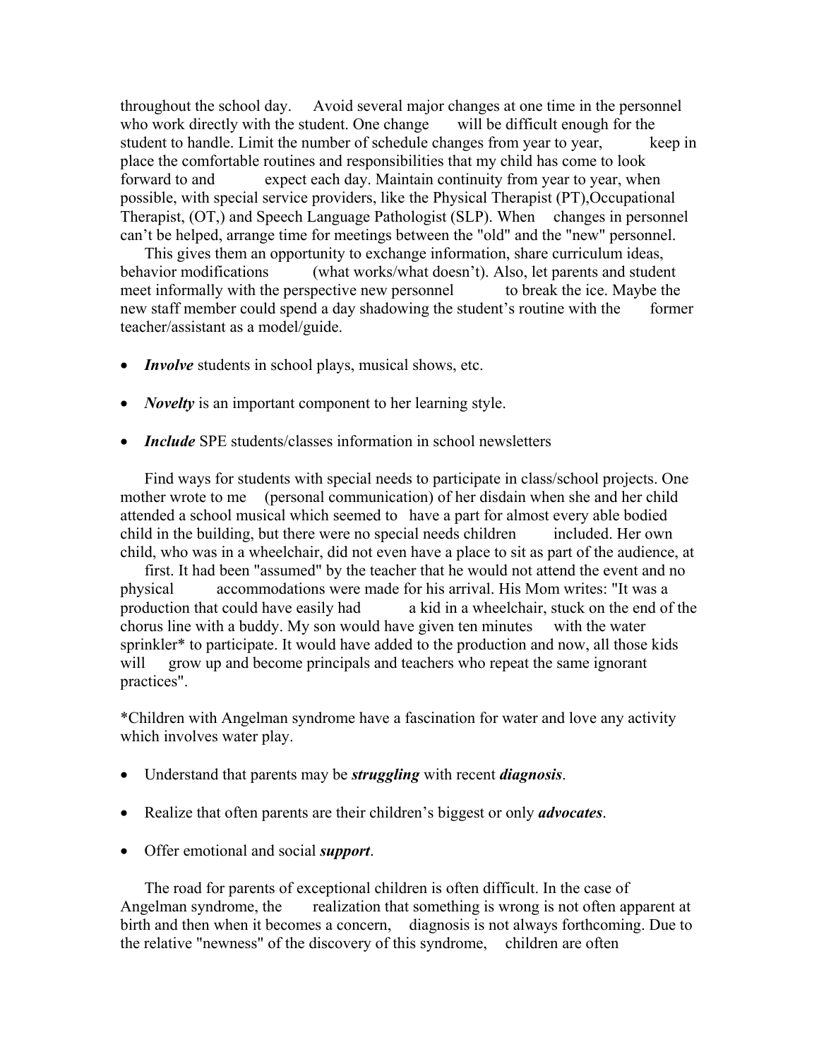throughout the school day. Avoid several major changes at one time in the personnel who work directly with the student. One change will be difficult enough for the student to handle. Limit the number of schedule changes from year to year, keep in place the comfortable routines and responsibilities that my child has come to look forward to and expect each day. Maintain continuity from year to year, when possible, with special service providers, like the Physical Therapist (PT),Occupational Therapist, (OT,) and Speech Language Pathologist (SLP). When changes in personnel can't be helped, arrange time for meetings between the "old" and the "new" personnel.

This gives them an opportunity to exchange information, share curriculum ideas, behavior modifications (what works/what doesn't). Also, let parents and student meet informally with the perspective new personnel to break the ice. Maybe the new staff member could spend a day shadowing the student's routine with the former teacher/assistant as a model/guide.

- ***Involve*** students in school plays, musical shows, etc.
- ***Novelty*** is an important component to her learning style.
- ***Include*** SPE students/classes information in school newsletters

Find ways for students with special needs to participate in class/school projects. One mother wrote to me (personal communication) of her disdain when she and her child attended a school musical which seemed to have a part for almost every able bodied child in the building, but there were no special needs children included. Her own child, who was in a wheelchair, did not even have a place to sit as part of the audience, at first. It had been "assumed" by the teacher that he would not attend the event and no physical accommodations were made for his arrival. His Mom writes: "It was a production that could have easily had a kid in a wheelchair, stuck on the end of the chorus line with a buddy. My son would have given ten minutes with the water sprinkler* to participate. It would have added to the production and now, all those kids will grow up and become principals and teachers who repeat the same ignorant practices".

*Children with Angelman syndrome have a fascination for water and love any activity which involves water play.

- Understand that parents may be ***struggling*** with recent ***diagnosis***.
- Realize that often parents are their children's biggest or only ***advocates***.
- Offer emotional and social ***support***.

The road for parents of exceptional children is often difficult. In the case of Angelman syndrome, the realization that something is wrong is not often apparent at birth and then when it becomes a concern, diagnosis is not always forthcoming. Due to the relative "newness" of the discovery of this syndrome, children are often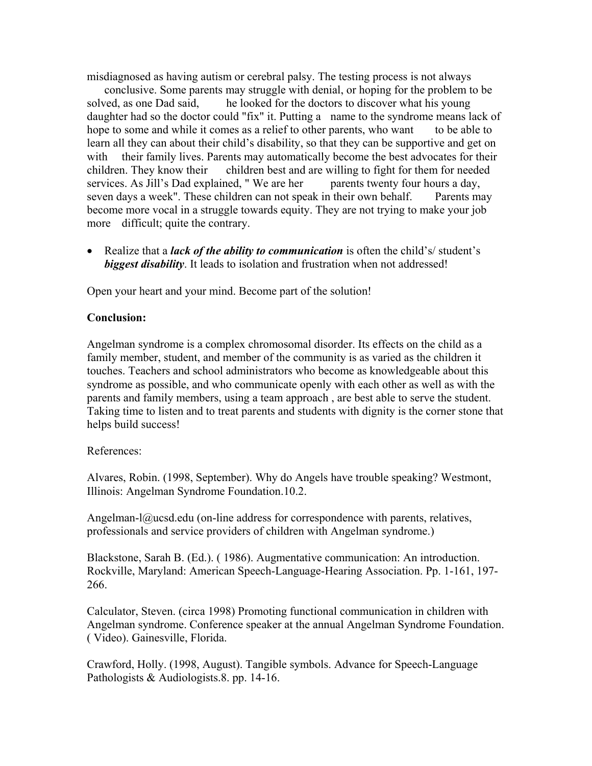misdiagnosed as having autism or cerebral palsy. The testing process is not always conclusive. Some parents may struggle with denial, or hoping for the problem to be solved, as one Dad said, he looked for the doctors to discover what his young daughter had so the doctor could "fix" it. Putting a name to the syndrome means lack of hope to some and while it comes as a relief to other parents, who want to be able to learn all they can about their child's disability, so that they can be supportive and get on with their family lives. Parents may automatically become the best advocates for their children. They know their children best and are willing to fight for them for needed services. As Jill's Dad explained, " We are her parents twenty four hours a day, seven days a week". These children can not speak in their own behalf. Parents may become more vocal in a struggle towards equity. They are not trying to make your job more difficult; quite the contrary.

- Realize that a ***lack of the ability to communication*** is often the child's/ student's ***biggest disability***. It leads to isolation and frustration when not addressed!

Open your heart and your mind. Become part of the solution!

**Conclusion:**

Angelman syndrome is a complex chromosomal disorder. Its effects on the child as a family member, student, and member of the community is as varied as the children it touches. Teachers and school administrators who become as knowledgeable about this syndrome as possible, and who communicate openly with each other as well as with the parents and family members, using a team approach , are best able to serve the student. Taking time to listen and to treat parents and students with dignity is the corner stone that helps build success!

References:

Alvares, Robin. (1998, September). Why do Angels have trouble speaking? Westmont, Illinois: Angelman Syndrome Foundation.10.2.

Angelman-l@ucsd.edu (on-line address for correspondence with parents, relatives, professionals and service providers of children with Angelman syndrome.)

Blackstone, Sarah B. (Ed.). ( 1986). Augmentative communication: An introduction. Rockville, Maryland: American Speech-Language-Hearing Association. Pp. 1-161, 197-266.

Calculator, Steven. (circa 1998) Promoting functional communication in children with Angelman syndrome. Conference speaker at the annual Angelman Syndrome Foundation. ( Video). Gainesville, Florida.

Crawford, Holly. (1998, August). Tangible symbols. Advance for Speech-Language Pathologists & Audiologists.8. pp. 14-16.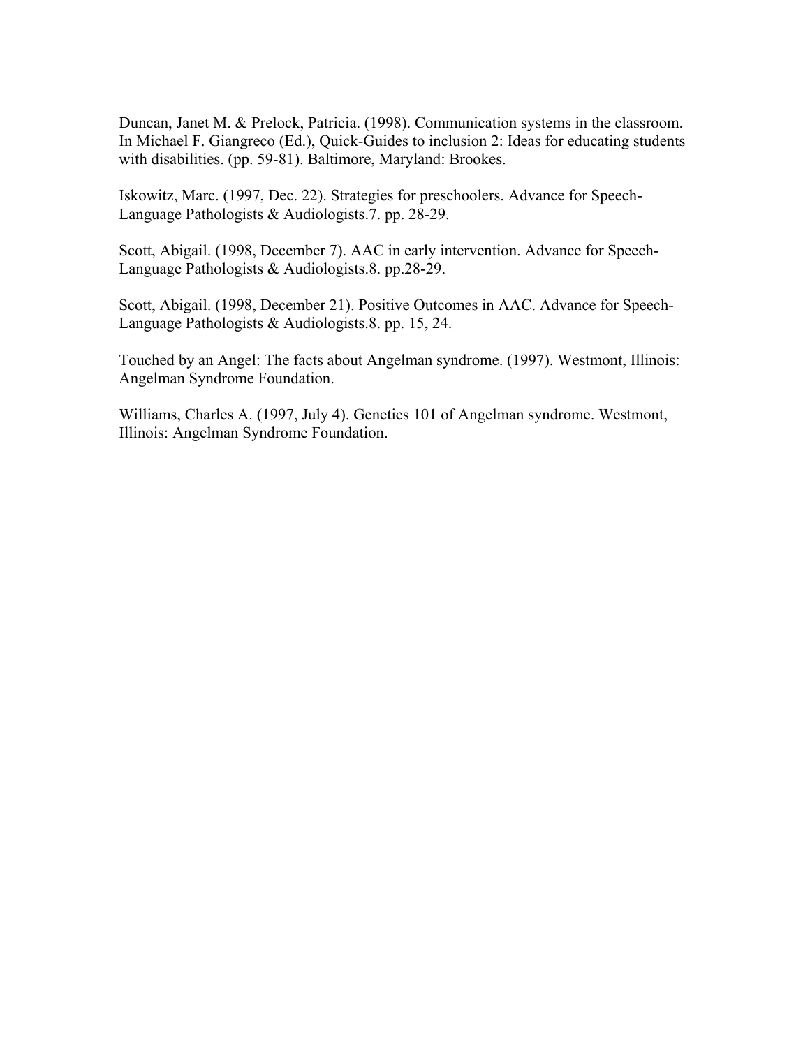Duncan, Janet M. & Prelock, Patricia. (1998). Communication systems in the classroom. In Michael F. Giangreco (Ed.), Quick-Guides to inclusion 2: Ideas for educating students with disabilities. (pp. 59-81). Baltimore, Maryland: Brookes.

Iskowitz, Marc. (1997, Dec. 22). Strategies for preschoolers. Advance for Speech-Language Pathologists & Audiologists.7. pp. 28-29.

Scott, Abigail. (1998, December 7). AAC in early intervention. Advance for Speech-Language Pathologists & Audiologists.8. pp.28-29.

Scott, Abigail. (1998, December 21). Positive Outcomes in AAC. Advance for Speech-Language Pathologists & Audiologists.8. pp. 15, 24.

Touched by an Angel: The facts about Angelman syndrome. (1997). Westmont, Illinois: Angelman Syndrome Foundation.

Williams, Charles A. (1997, July 4). Genetics 101 of Angelman syndrome. Westmont, Illinois: Angelman Syndrome Foundation.